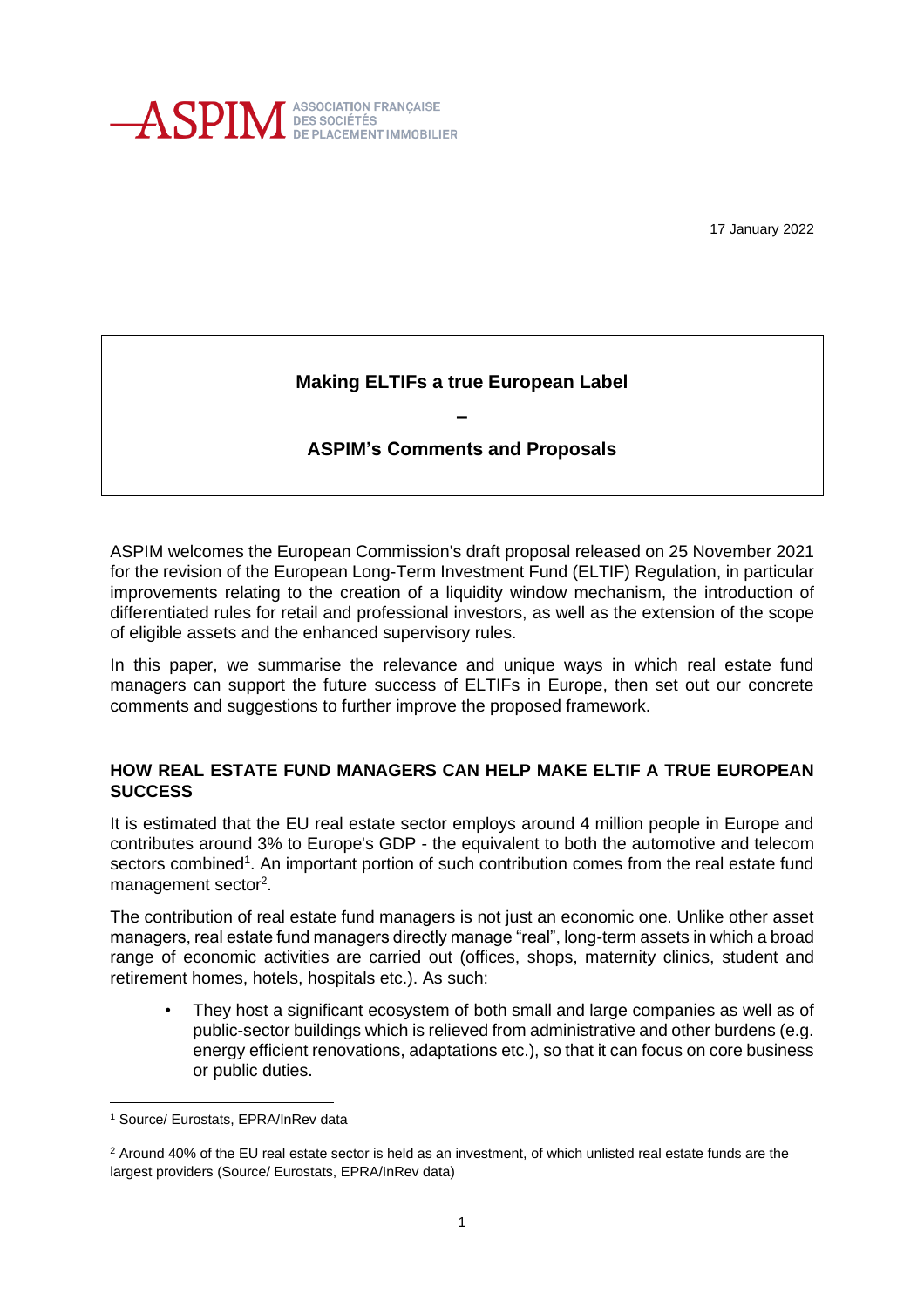ASPIM ASSOCIATION FRANÇAISE DES SOCIÉTÉS DE PLACEMENT IMMOBILIER

17 January 2022

**Making ELTIFs a true European Label**

**–**

**ASPIM's Comments and Proposals**

ASPIM welcomes the European Commission's draft proposal released on 25 November 2021 for the revision of the European Long-Term Investment Fund (ELTIF) Regulation, in particular improvements relating to the creation of a liquidity window mechanism, the introduction of differentiated rules for retail and professional investors, as well as the extension of the scope of eligible assets and the enhanced supervisory rules.

In this paper, we summarise the relevance and unique ways in which real estate fund managers can support the future success of ELTIFs in Europe, then set out our concrete comments and suggestions to further improve the proposed framework.

## HOW REAL ESTATE FUND MANAGERS CAN HELP MAKE ELTIF A TRUE EUROPEAN SUCCESS

It is estimated that the EU real estate sector employs around 4 million people in Europe and contributes around 3% to Europe's GDP - the equivalent to both the automotive and telecom sectors combined[1]. An important portion of such contribution comes from the real estate fund management sector[2].

The contribution of real estate fund managers is not just an economic one. Unlike other asset managers, real estate fund managers directly manage "real", long-term assets in which a broad range of economic activities are carried out (offices, shops, maternity clinics, student and retirement homes, hotels, hospitals etc.). As such:

- They host a significant ecosystem of both small and large companies as well as of public-sector buildings which is relieved from administrative and other burdens (e.g. energy efficient renovations, adaptations etc.), so that it can focus on core business or public duties.

---

[1] Source/ Eurostats, EPRA/InRev data

[2] Around 40% of the EU real estate sector is held as an investment, of which unlisted real estate funds are the largest providers (Source/ Eurostats, EPRA/InRev data)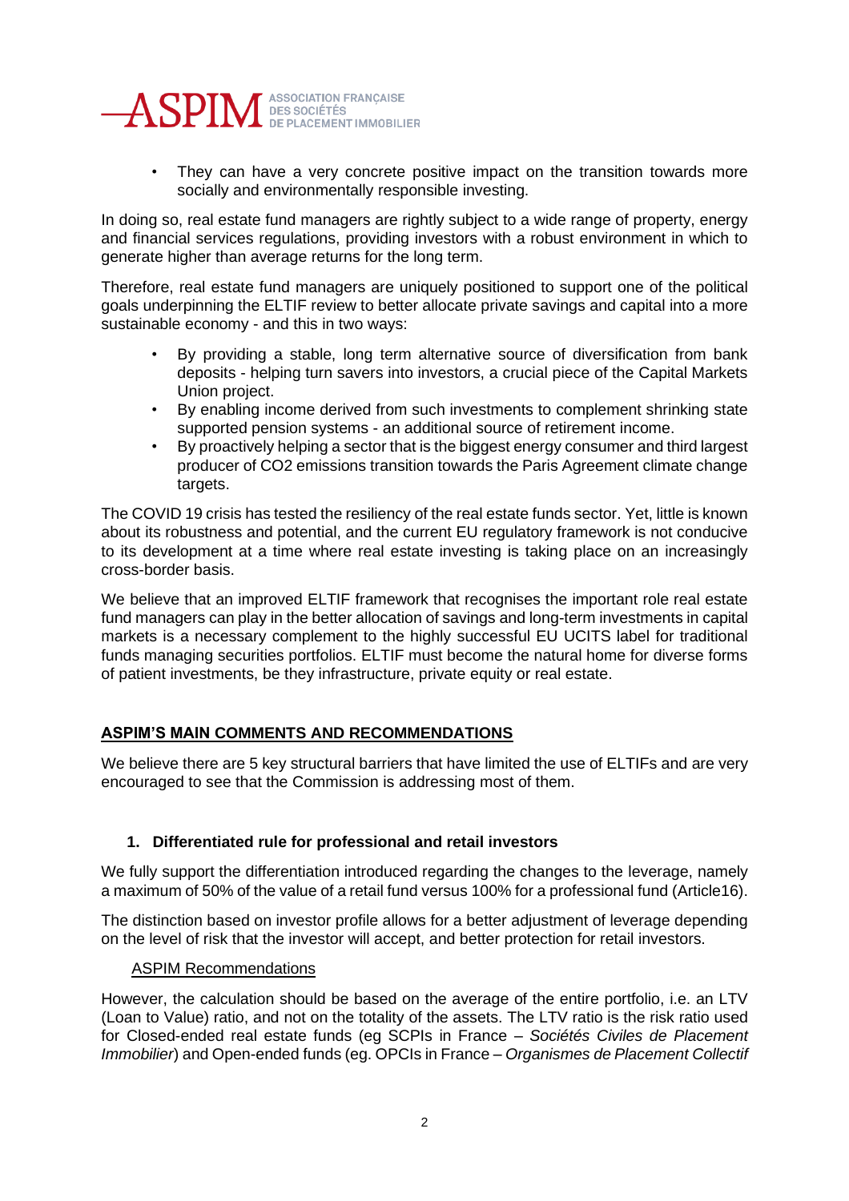- They can have a very concrete positive impact on the transition towards more socially and environmentally responsible investing.

In doing so, real estate fund managers are rightly subject to a wide range of property, energy and financial services regulations, providing investors with a robust environment in which to generate higher than average returns for the long term.

Therefore, real estate fund managers are uniquely positioned to support one of the political goals underpinning the ELTIF review to better allocate private savings and capital into a more sustainable economy - and this in two ways:

- By providing a stable, long term alternative source of diversification from bank deposits - helping turn savers into investors, a crucial piece of the Capital Markets Union project.
- By enabling income derived from such investments to complement shrinking state supported pension systems - an additional source of retirement income.
- By proactively helping a sector that is the biggest energy consumer and third largest producer of $CO_2$ emissions transition towards the Paris Agreement climate change targets.

The COVID 19 crisis has tested the resiliency of the real estate funds sector. Yet, little is known about its robustness and potential, and the current EU regulatory framework is not conducive to its development at a time where real estate investing is taking place on an increasingly cross-border basis.

We believe that an improved ELTIF framework that recognises the important role real estate fund managers can play in the better allocation of savings and long-term investments in capital markets is a necessary complement to the highly successful EU UCITS label for traditional funds managing securities portfolios. ELTIF must become the natural home for diverse forms of patient investments, be they infrastructure, private equity or real estate.

## ASPIM'S MAIN COMMENTS AND RECOMMENDATIONS

We believe there are 5 key structural barriers that have limited the use of ELTIFs and are very encouraged to see that the Commission is addressing most of them.

### 1. Differentiated rule for professional and retail investors

We fully support the differentiation introduced regarding the changes to the leverage, namely a maximum of 50% of the value of a retail fund versus 100% for a professional fund (Article16).

The distinction based on investor profile allows for a better adjustment of leverage depending on the level of risk that the investor will accept, and better protection for retail investors.

ASPIM Recommendations

However, the calculation should be based on the average of the entire portfolio, i.e. an LTV (Loan to Value) ratio, and not on the totality of the assets. The LTV ratio is the risk ratio used for Closed-ended real estate funds (eg SCPIs in France – *Sociétés Civiles de Placement Immobilier*) and Open-ended funds (eg. OPCIs in France – *Organismes de Placement Collectif*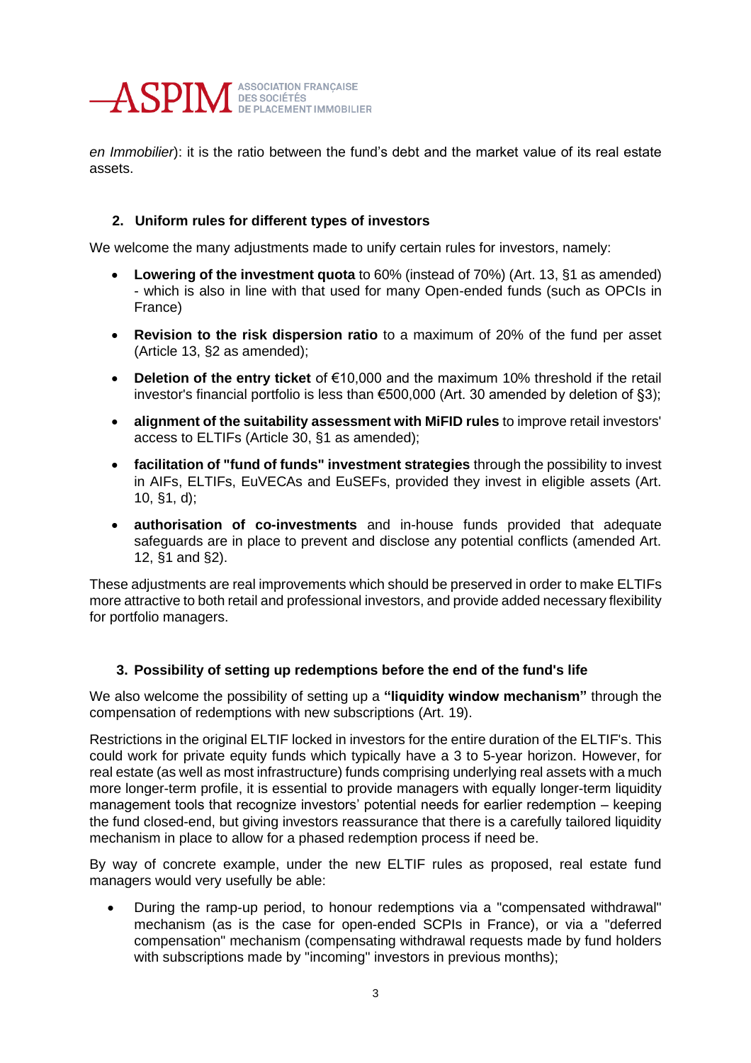*en Immobilier*): it is the ratio between the fund's debt and the market value of its real estate assets.

## 2. Uniform rules for different types of investors

We welcome the many adjustments made to unify certain rules for investors, namely:

- **Lowering of the investment quota** to 60% (instead of 70%) (Art. 13, §1 as amended) - which is also in line with that used for many Open-ended funds (such as OPCIs in France)
- **Revision to the risk dispersion ratio** to a maximum of 20% of the fund per asset (Article 13, §2 as amended);
- **Deletion of the entry ticket** of €10,000 and the maximum 10% threshold if the retail investor's financial portfolio is less than €500,000 (Art. 30 amended by deletion of §3);
- **alignment of the suitability assessment with MiFID rules** to improve retail investors' access to ELTIFs (Article 30, §1 as amended);
- **facilitation of "fund of funds" investment strategies** through the possibility to invest in AIFs, ELTIFs, EuVECAs and EuSEFs, provided they invest in eligible assets (Art. 10, §1, d);
- **authorisation of co-investments** and in-house funds provided that adequate safeguards are in place to prevent and disclose any potential conflicts (amended Art. 12, §1 and §2).

These adjustments are real improvements which should be preserved in order to make ELTIFs more attractive to both retail and professional investors, and provide added necessary flexibility for portfolio managers.

## 3. Possibility of setting up redemptions before the end of the fund's life

We also welcome the possibility of setting up a **"liquidity window mechanism"** through the compensation of redemptions with new subscriptions (Art. 19).

Restrictions in the original ELTIF locked in investors for the entire duration of the ELTIF's. This could work for private equity funds which typically have a 3 to 5-year horizon. However, for real estate (as well as most infrastructure) funds comprising underlying real assets with a much more longer-term profile, it is essential to provide managers with equally longer-term liquidity management tools that recognize investors' potential needs for earlier redemption – keeping the fund closed-end, but giving investors reassurance that there is a carefully tailored liquidity mechanism in place to allow for a phased redemption process if need be.

By way of concrete example, under the new ELTIF rules as proposed, real estate fund managers would very usefully be able:

- During the ramp-up period, to honour redemptions via a "compensated withdrawal" mechanism (as is the case for open-ended SCPIs in France), or via a "deferred compensation" mechanism (compensating withdrawal requests made by fund holders with subscriptions made by "incoming" investors in previous months);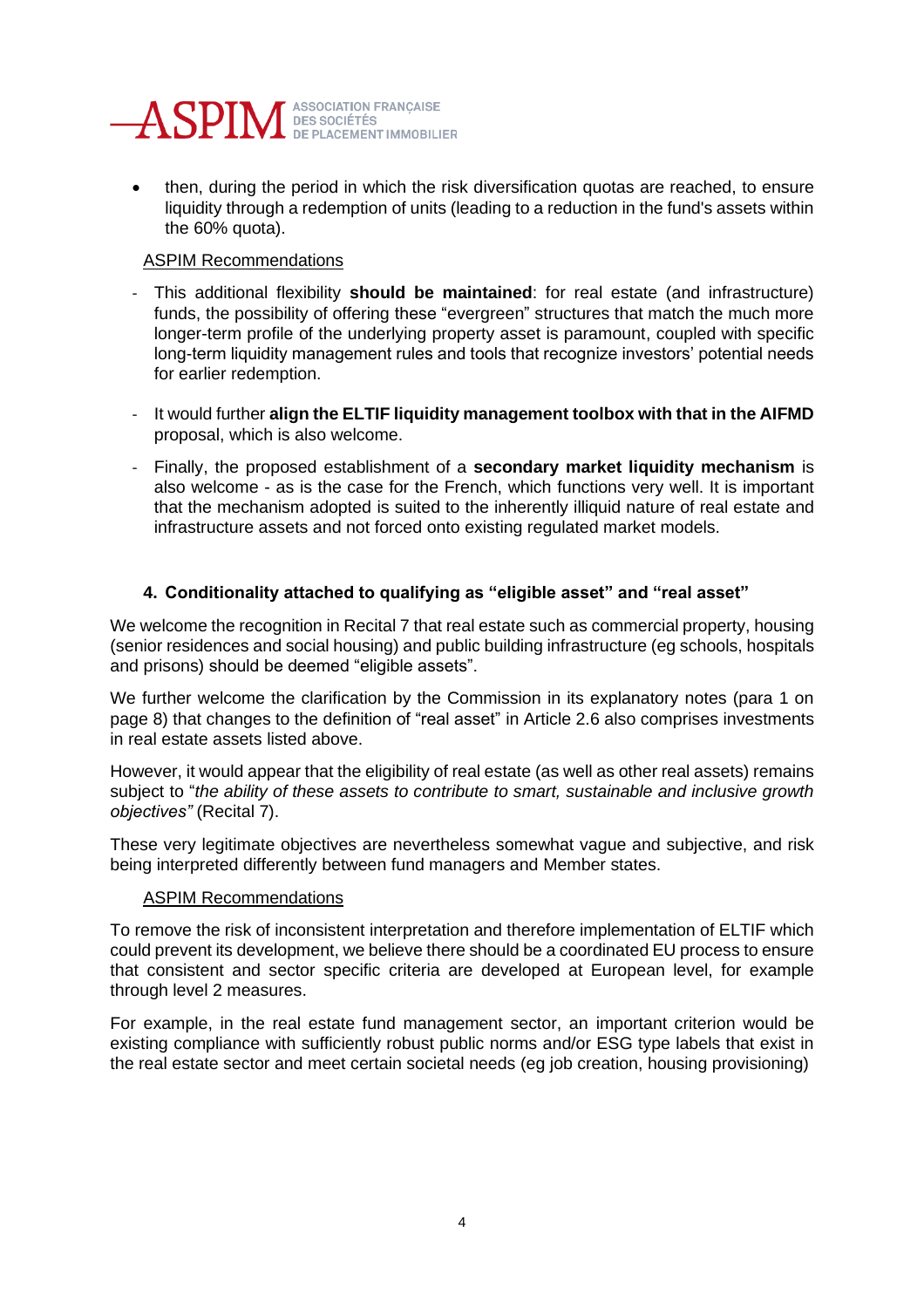- then, during the period in which the risk diversification quotas are reached, to ensure liquidity through a redemption of units (leading to a reduction in the fund's assets within the 60% quota).

ASPIM Recommendations

- This additional flexibility **should be maintained**: for real estate (and infrastructure) funds, the possibility of offering these "evergreen" structures that match the much more longer-term profile of the underlying property asset is paramount, coupled with specific long-term liquidity management rules and tools that recognize investors' potential needs for earlier redemption.
- It would further **align the ELTIF liquidity management toolbox with that in the AIFMD** proposal, which is also welcome.
- Finally, the proposed establishment of a **secondary market liquidity mechanism** is also welcome - as is the case for the French, which functions very well. It is important that the mechanism adopted is suited to the inherently illiquid nature of real estate and infrastructure assets and not forced onto existing regulated market models.

### 4. Conditionality attached to qualifying as "eligible asset" and "real asset"

We welcome the recognition in Recital 7 that real estate such as commercial property, housing (senior residences and social housing) and public building infrastructure (eg schools, hospitals and prisons) should be deemed "eligible assets".

We further welcome the clarification by the Commission in its explanatory notes (para 1 on page 8) that changes to the definition of "real asset" in Article 2.6 also comprises investments in real estate assets listed above.

However, it would appear that the eligibility of real estate (as well as other real assets) remains subject to "*the ability of these assets to contribute to smart, sustainable and inclusive growth objectives"* (Recital 7).

These very legitimate objectives are nevertheless somewhat vague and subjective, and risk being interpreted differently between fund managers and Member states.

ASPIM Recommendations

To remove the risk of inconsistent interpretation and therefore implementation of ELTIF which could prevent its development, we believe there should be a coordinated EU process to ensure that consistent and sector specific criteria are developed at European level, for example through level 2 measures.

For example, in the real estate fund management sector, an important criterion would be existing compliance with sufficiently robust public norms and/or ESG type labels that exist in the real estate sector and meet certain societal needs (eg job creation, housing provisioning)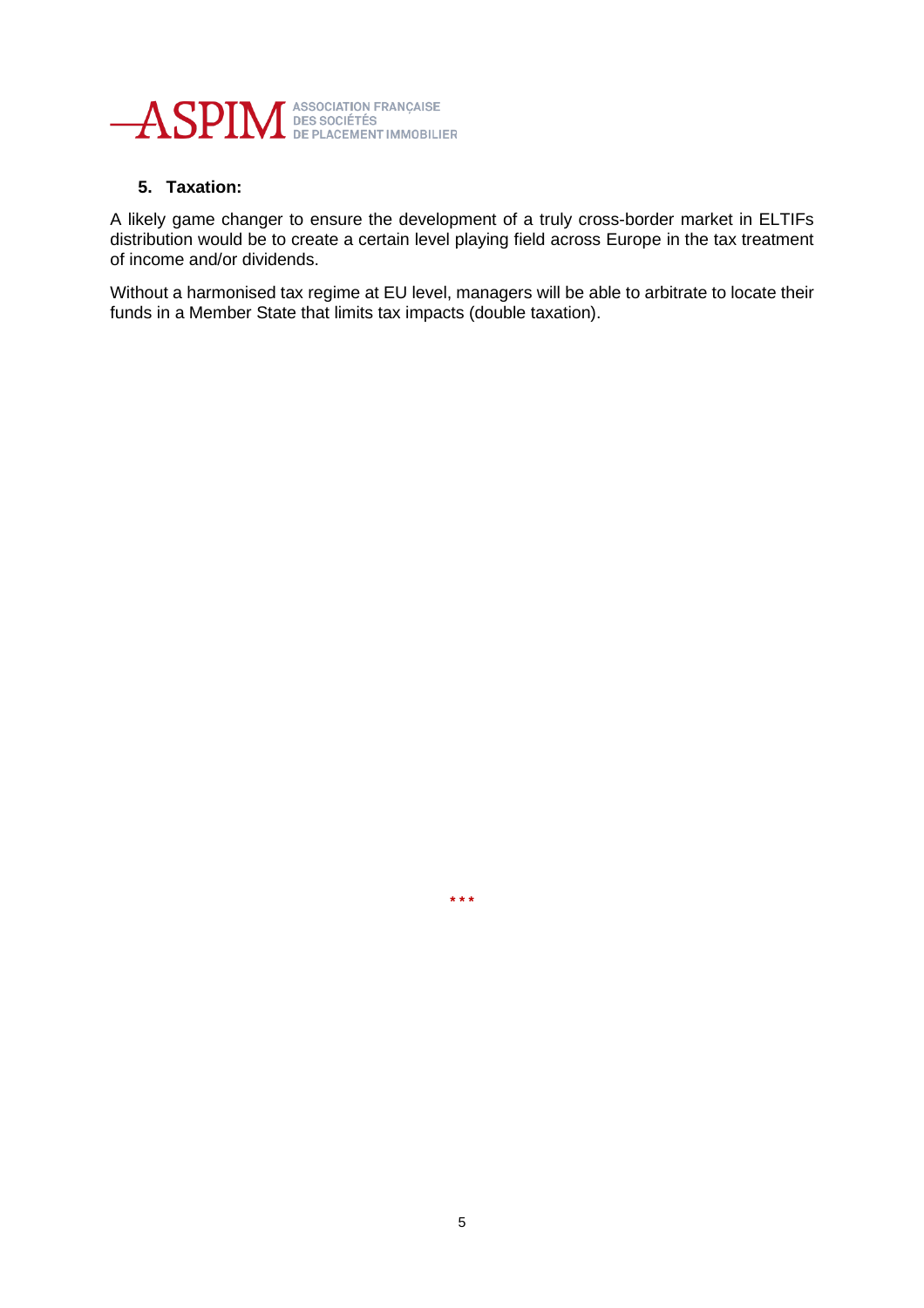### 5. Taxation:

A likely game changer to ensure the development of a truly cross-border market in ELTIFs distribution would be to create a certain level playing field across Europe in the tax treatment of income and/or dividends.

Without a harmonised tax regime at EU level, managers will be able to arbitrate to locate their funds in a Member State that limits tax impacts (double taxation).

***